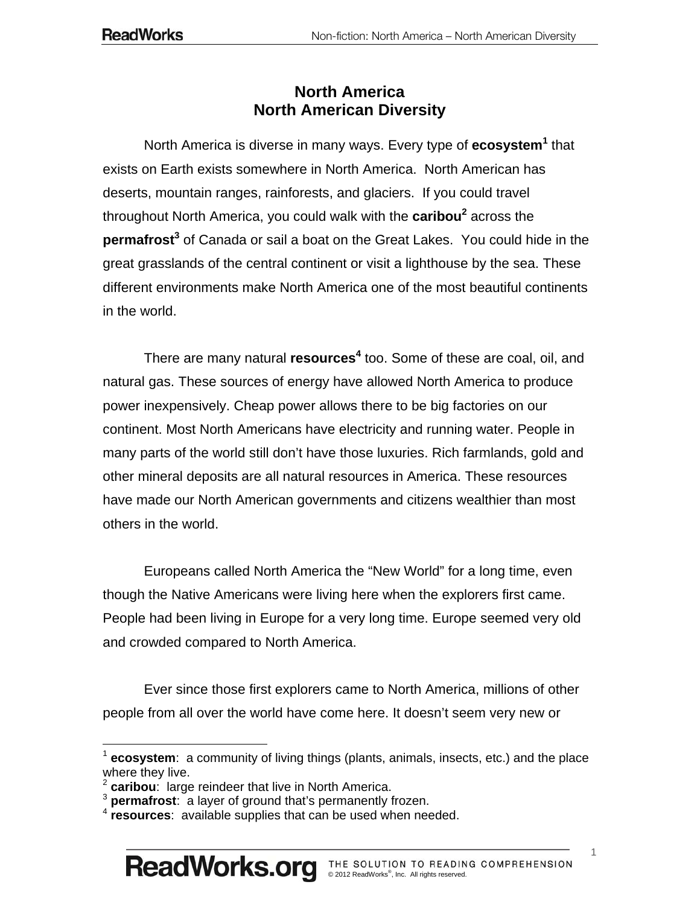# North America
## North American Diversity

North America is diverse in many ways. Every type of **ecosystem**[1] that exists on Earth exists somewhere in North America. North American has deserts, mountain ranges, rainforests, and glaciers. If you could travel throughout North America, you could walk with the **caribou**[2] across the **permafrost**[3] of Canada or sail a boat on the Great Lakes. You could hide in the great grasslands of the central continent or visit a lighthouse by the sea. These different environments make North America one of the most beautiful continents in the world.

There are many natural **resources**[4] too. Some of these are coal, oil, and natural gas. These sources of energy have allowed North America to produce power inexpensively. Cheap power allows there to be big factories on our continent. Most North Americans have electricity and running water. People in many parts of the world still don't have those luxuries. Rich farmlands, gold and other mineral deposits are all natural resources in America. These resources have made our North American governments and citizens wealthier than most others in the world.

Europeans called North America the "New World" for a long time, even though the Native Americans were living here when the explorers first came. People had been living in Europe for a very long time. Europe seemed very old and crowded compared to North America.

Ever since those first explorers came to North America, millions of other people from all over the world have come here. It doesn't seem very new or

---

[1] **ecosystem**: a community of living things (plants, animals, insects, etc.) and the place where they live.
[2] **caribou**: large reindeer that live in North America.
[3] **permafrost**: a layer of ground that's permanently frozen.
[4] **resources**: available supplies that can be used when needed.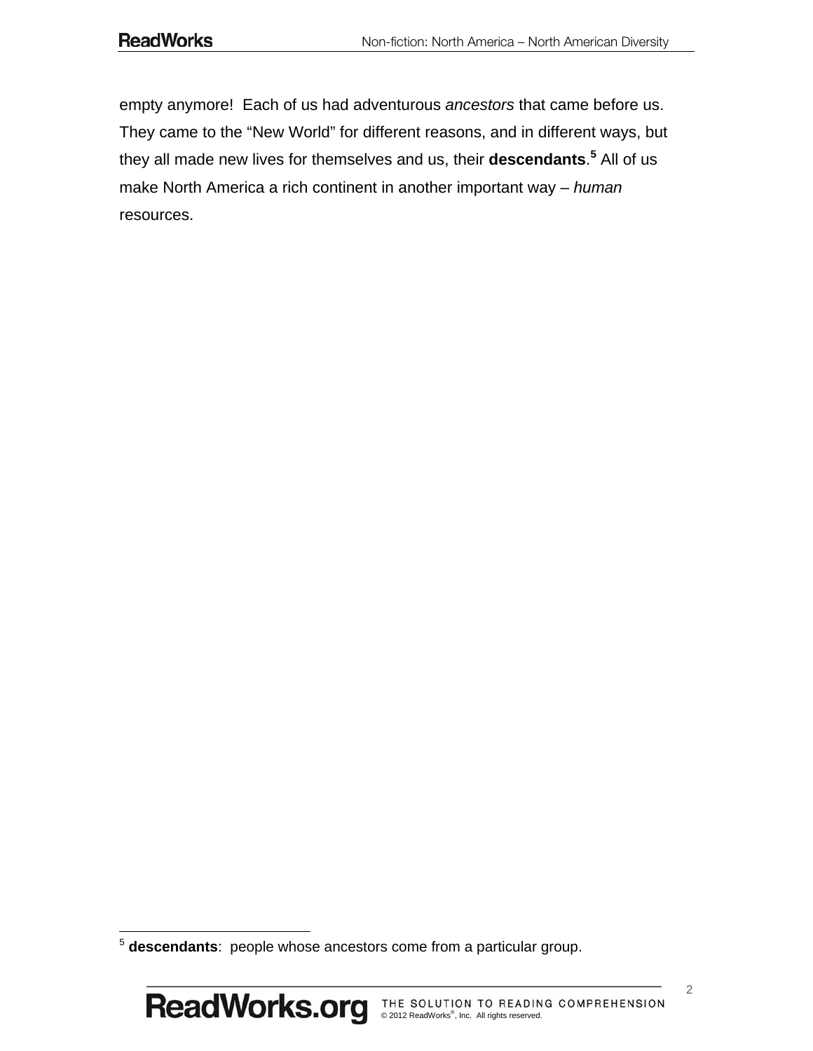empty anymore!  Each of us had adventurous *ancestors* that came before us. They came to the "New World" for different reasons, and in different ways, but they all made new lives for themselves and us, their **descendants**.[5] All of us make North America a rich continent in another important way – *human* resources.

---

[5] **descendants**:  people whose ancestors come from a particular group.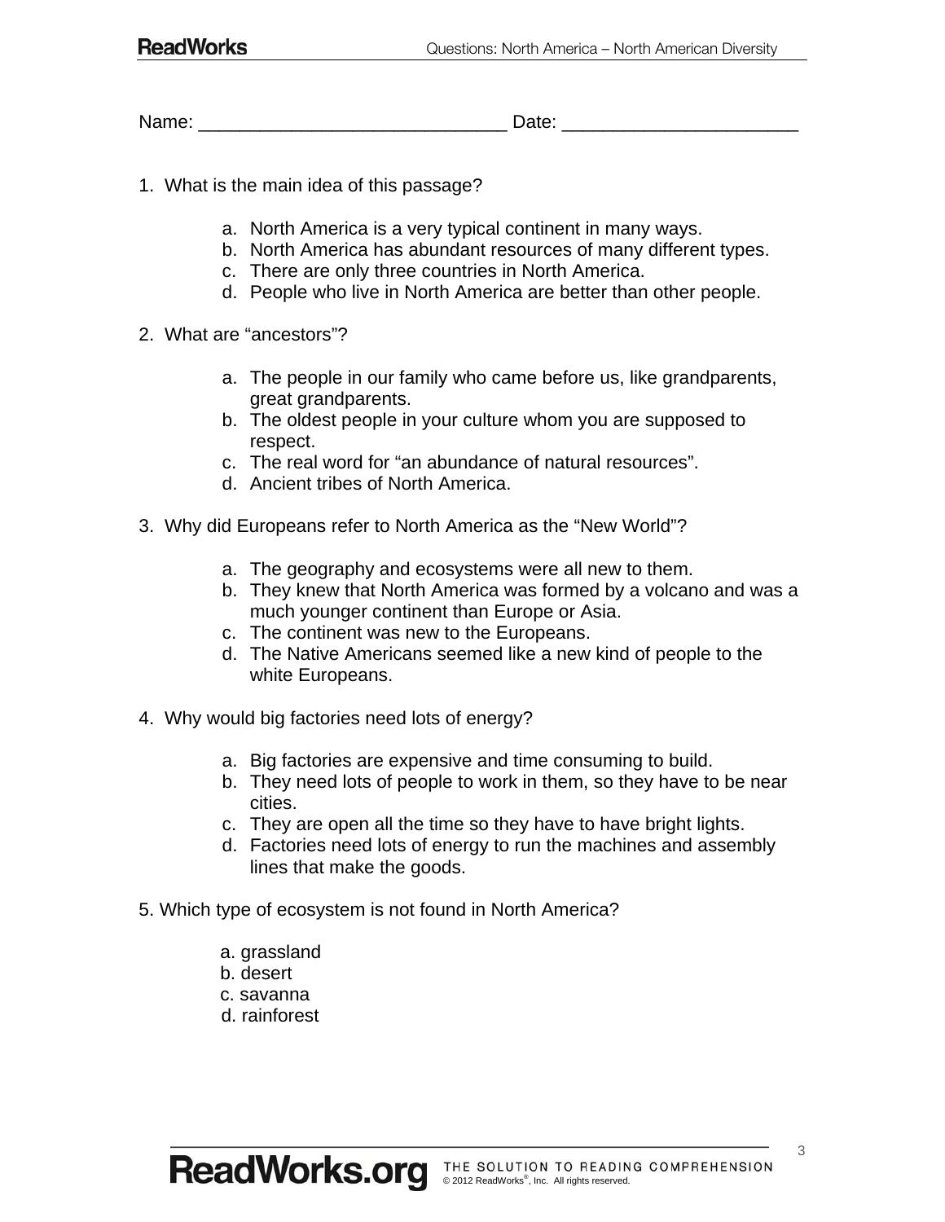Name: ______________________________ Date: _______________________

1. What is the main idea of this passage?

   a. North America is a very typical continent in many ways.
   b. North America has abundant resources of many different types.
   c. There are only three countries in North America.
   d. People who live in North America are better than other people.

2. What are "ancestors"?

   a. The people in our family who came before us, like grandparents, great grandparents.
   b. The oldest people in your culture whom you are supposed to respect.
   c. The real word for "an abundance of natural resources".
   d. Ancient tribes of North America.

3. Why did Europeans refer to North America as the "New World"?

   a. The geography and ecosystems were all new to them.
   b. They knew that North America was formed by a volcano and was a much younger continent than Europe or Asia.
   c. The continent was new to the Europeans.
   d. The Native Americans seemed like a new kind of people to the white Europeans.

4. Why would big factories need lots of energy?

   a. Big factories are expensive and time consuming to build.
   b. They need lots of people to work in them, so they have to be near cities.
   c. They are open all the time so they have to have bright lights.
   d. Factories need lots of energy to run the machines and assembly lines that make the goods.

5. Which type of ecosystem is not found in North America?

   a. grassland
   b. desert
   c. savanna
   d. rainforest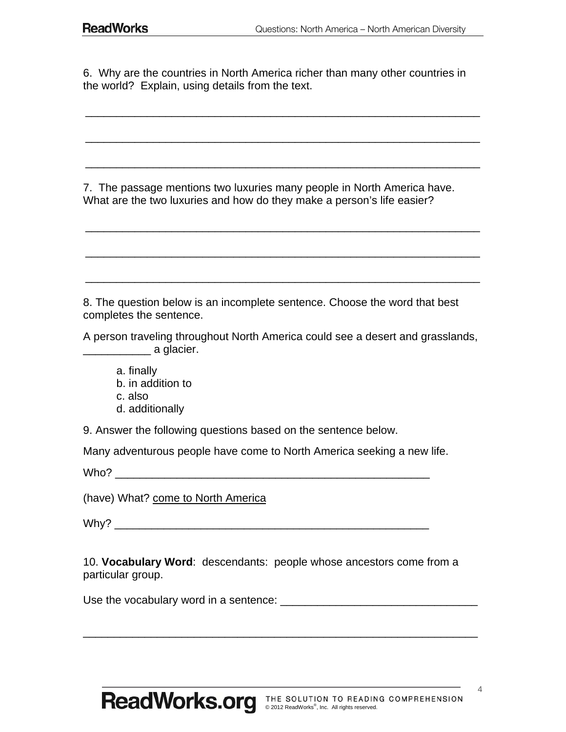6. Why are the countries in North America richer than many other countries in the world? Explain, using details from the text.

_______________________________________________________________

_______________________________________________________________

_______________________________________________________________

7. The passage mentions two luxuries many people in North America have. What are the two luxuries and how do they make a person's life easier?

_______________________________________________________________

_______________________________________________________________

_______________________________________________________________

8. The question below is an incomplete sentence. Choose the word that best completes the sentence.

A person traveling throughout North America could see a desert and grasslands, ___________ a glacier.

- a. finally
- b. in addition to
- c. also
- d. additionally

9. Answer the following questions based on the sentence below.

Many adventurous people have come to North America seeking a new life.

Who? _______________________________________________

(have) What? <u>come to North America</u>

Why? _______________________________________________

10. **Vocabulary Word**: descendants: people whose ancestors come from a particular group.

Use the vocabulary word in a sentence: ________________________________

_______________________________________________________________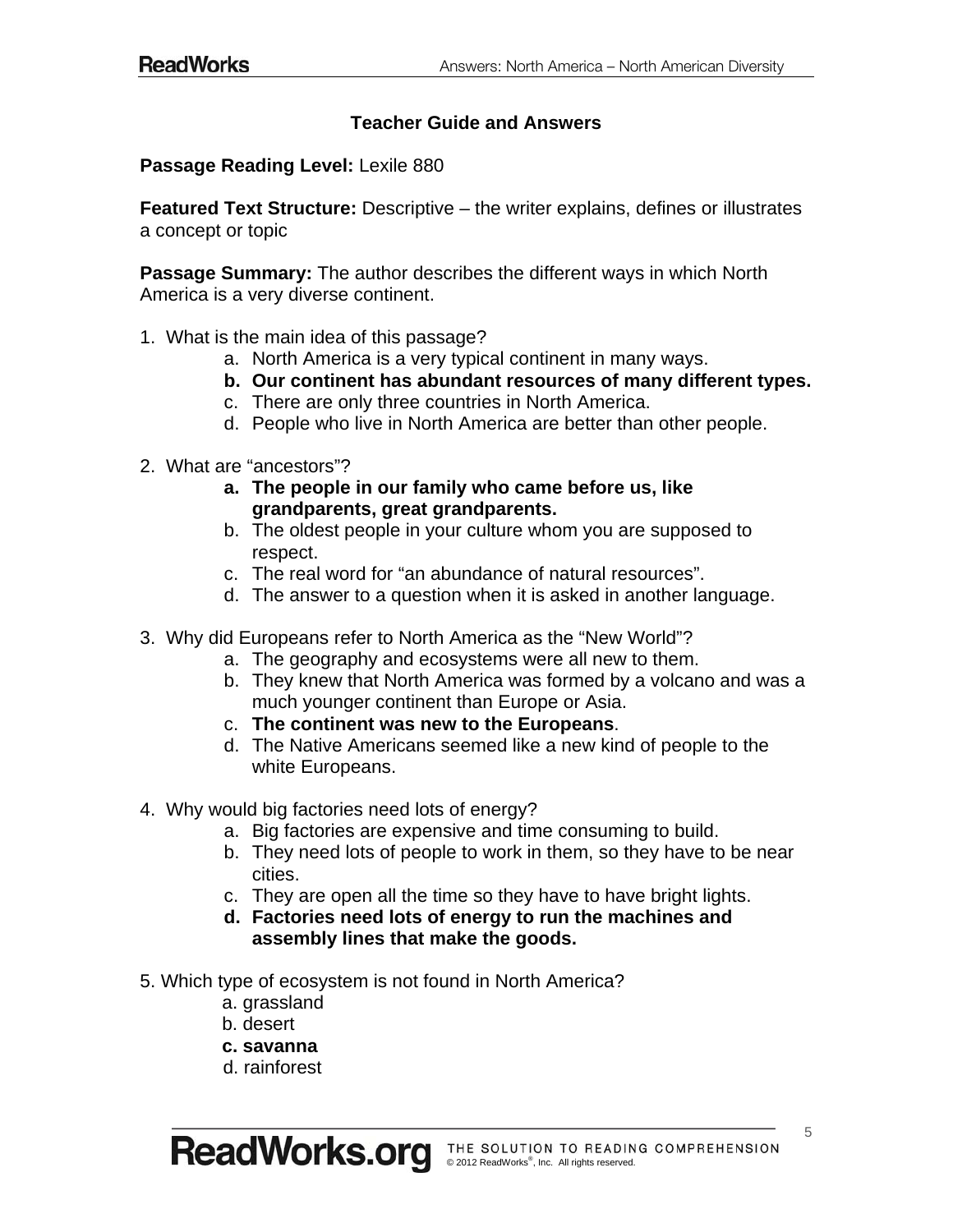### Teacher Guide and Answers

**Passage Reading Level:** Lexile 880

**Featured Text Structure:** Descriptive – the writer explains, defines or illustrates a concept or topic

**Passage Summary:** The author describes the different ways in which North America is a very diverse continent.

1. What is the main idea of this passage?
   a. North America is a very typical continent in many ways.
   **b. Our continent has abundant resources of many different types.**
   c. There are only three countries in North America.
   d. People who live in North America are better than other people.

2. What are "ancestors"?
   **a. The people in our family who came before us, like grandparents, great grandparents.**
   b. The oldest people in your culture whom you are supposed to respect.
   c. The real word for "an abundance of natural resources".
   d. The answer to a question when it is asked in another language.

3. Why did Europeans refer to North America as the "New World"?
   a. The geography and ecosystems were all new to them.
   b. They knew that North America was formed by a volcano and was a much younger continent than Europe or Asia.
   c. **The continent was new to the Europeans**.
   d. The Native Americans seemed like a new kind of people to the white Europeans.

4. Why would big factories need lots of energy?
   a. Big factories are expensive and time consuming to build.
   b. They need lots of people to work in them, so they have to be near cities.
   c. They are open all the time so they have to have bright lights.
   **d. Factories need lots of energy to run the machines and assembly lines that make the goods.**

5. Which type of ecosystem is not found in North America?
   a. grassland
   b. desert
   **c. savanna**
   d. rainforest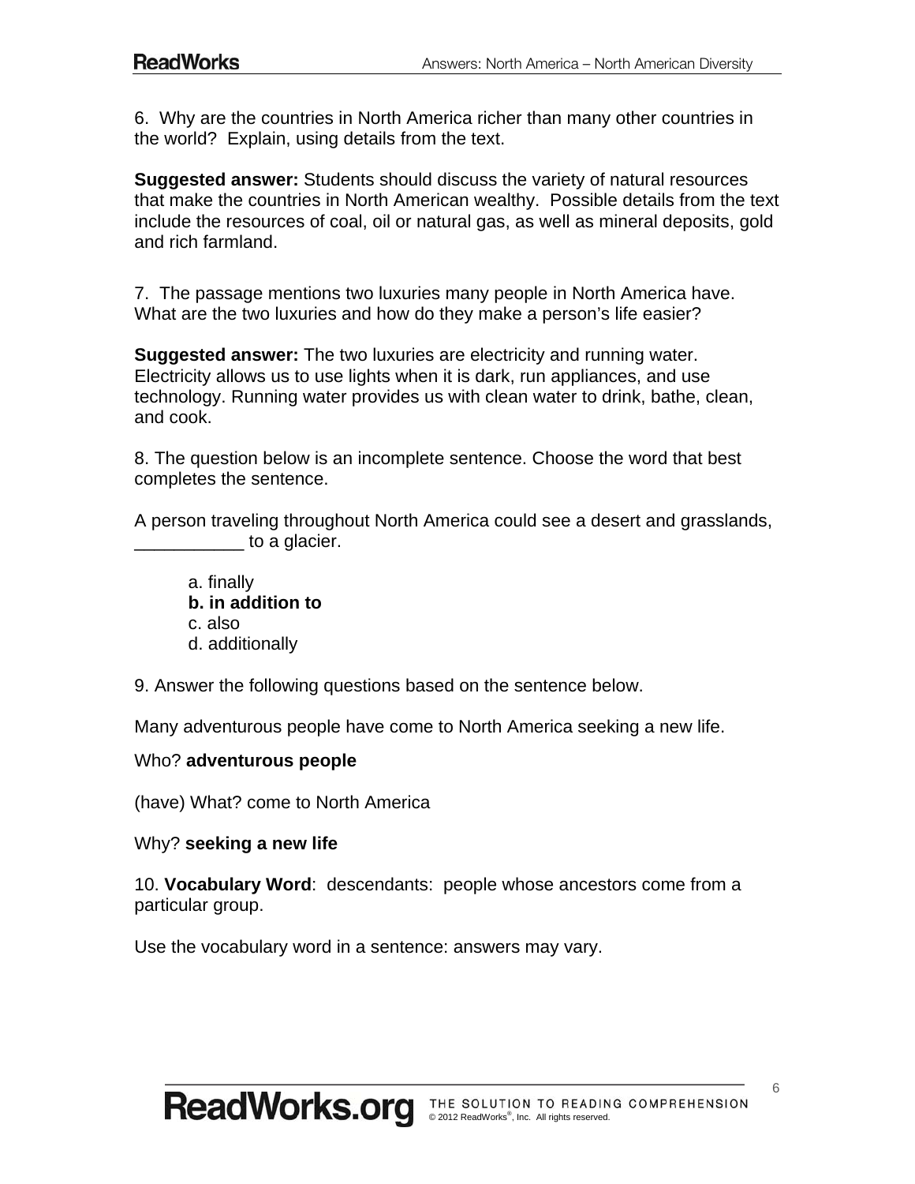6. Why are the countries in North America richer than many other countries in the world? Explain, using details from the text.

**Suggested answer:** Students should discuss the variety of natural resources that make the countries in North American wealthy. Possible details from the text include the resources of coal, oil or natural gas, as well as mineral deposits, gold and rich farmland.

7. The passage mentions two luxuries many people in North America have. What are the two luxuries and how do they make a person's life easier?

**Suggested answer:** The two luxuries are electricity and running water. Electricity allows us to use lights when it is dark, run appliances, and use technology. Running water provides us with clean water to drink, bathe, clean, and cook.

8. The question below is an incomplete sentence. Choose the word that best completes the sentence.

A person traveling throughout North America could see a desert and grasslands, ___________ to a glacier.

a. finally
**b. in addition to**
c. also
d. additionally

9. Answer the following questions based on the sentence below.

Many adventurous people have come to North America seeking a new life.

Who? **adventurous people**

(have) What? come to North America

Why? **seeking a new life**

10. **Vocabulary Word**: descendants: people whose ancestors come from a particular group.

Use the vocabulary word in a sentence: answers may vary.